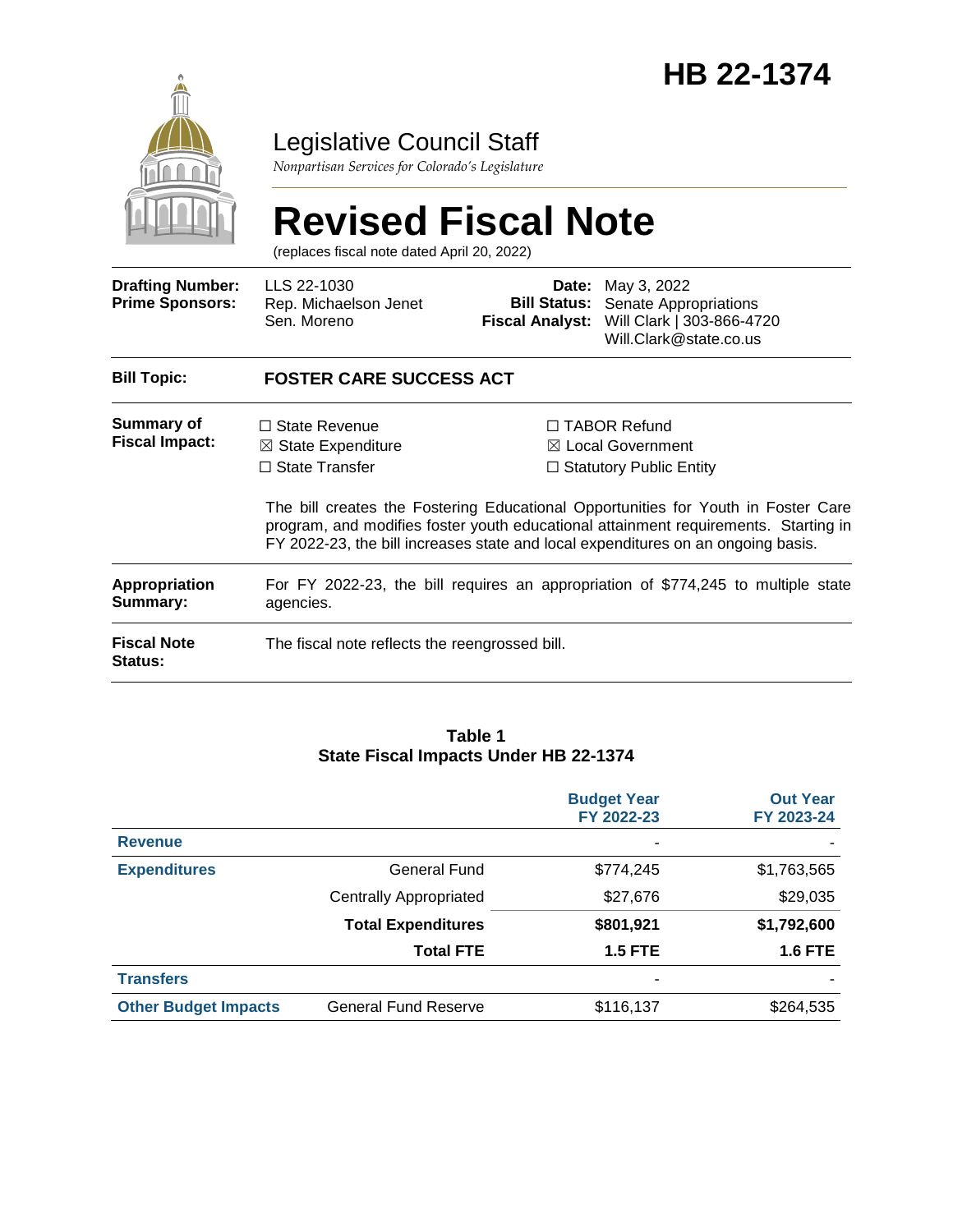# HB 22-1374

Legislative Council Staff

*Nonpartisan Services for Colorado's Legislature*

# Revised Fiscal Note

(replaces fiscal note dated April 20, 2022)

| | | | |
|---|---|---|---|
| **Drafting Number:** | LLS 22-1030 | **Date:** | May 3, 2022 |
| **Prime Sponsors:** | Rep. Michaelson Jenet<br>Sen. Moreno | **Bill Status:** | Senate Appropriations |
| | | **Fiscal Analyst:** | Will Clark \| 303-866-4720<br>Will.Clark@state.co.us |

| | |
|---|---|
| **Bill Topic:** | **FOSTER CARE SUCCESS ACT** |
| **Summary of Fiscal Impact:** | ☐ State Revenue<br>☒ State Expenditure<br>☐ State Transfer<br>☐ TABOR Refund<br>☒ Local Government<br>☐ Statutory Public Entity<br><br>The bill creates the Fostering Educational Opportunities for Youth in Foster Care program, and modifies foster youth educational attainment requirements. Starting in FY 2022-23, the bill increases state and local expenditures on an ongoing basis. |
| **Appropriation Summary:** | For FY 2022-23, the bill requires an appropriation of $774,245 to multiple state agencies. |
| **Fiscal Note Status:** | The fiscal note reflects the reengrossed bill. |

**Table 1**
**State Fiscal Impacts Under HB 22-1374**

| | | Budget Year FY 2022-23 | Out Year FY 2023-24 |
|---|---|---|---|
| **Revenue** | | - | - |
| **Expenditures** | General Fund | $774,245 | $1,763,565 |
| | Centrally Appropriated | $27,676 | $29,035 |
| | **Total Expenditures** | **$801,921** | **$1,792,600** |
| | **Total FTE** | **1.5 FTE** | **1.6 FTE** |
| **Transfers** | | - | - |
| **Other Budget Impacts** | General Fund Reserve | $116,137 | $264,535 |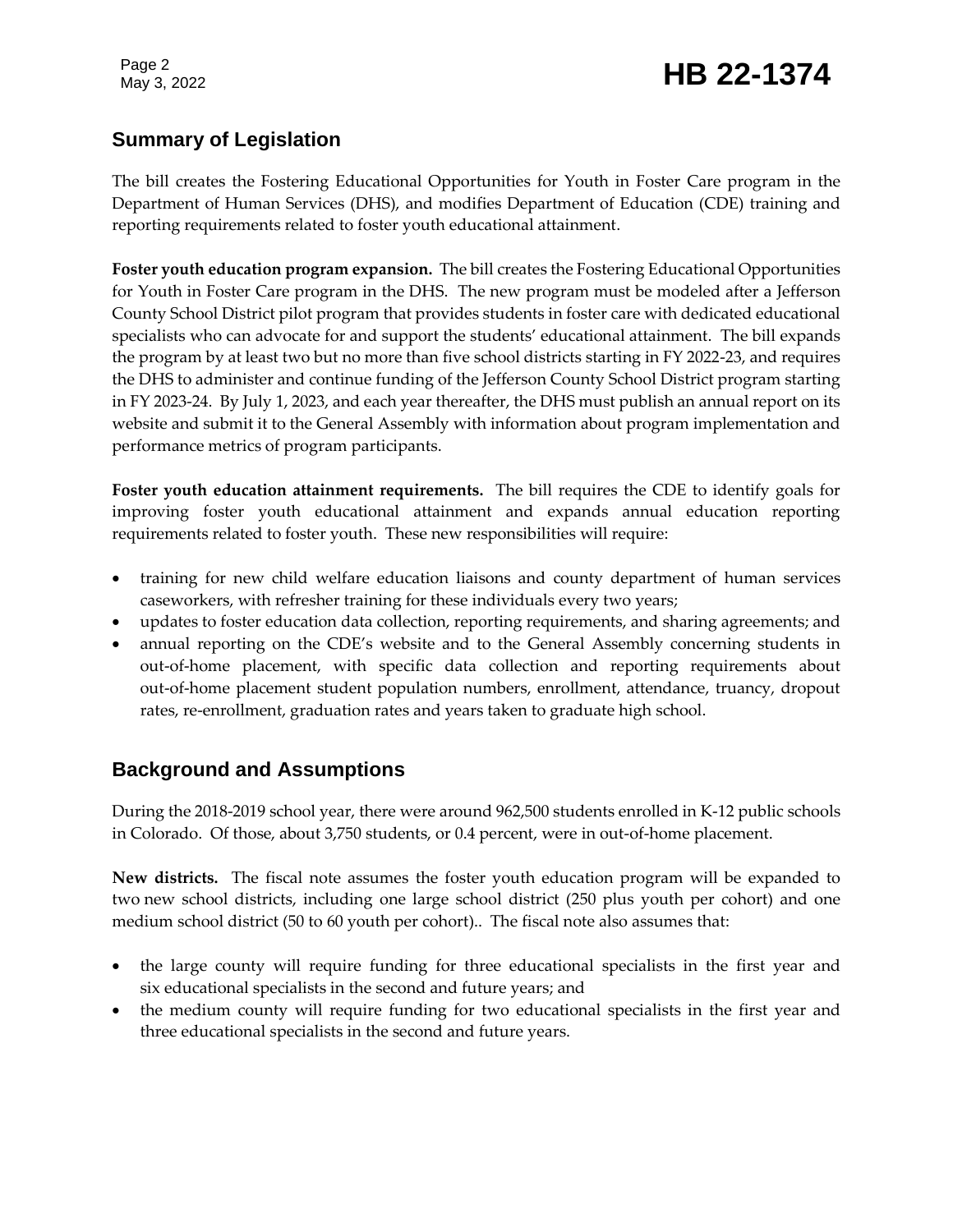## Summary of Legislation

The bill creates the Fostering Educational Opportunities for Youth in Foster Care program in the Department of Human Services (DHS), and modifies Department of Education (CDE) training and reporting requirements related to foster youth educational attainment.

**Foster youth education program expansion.** The bill creates the Fostering Educational Opportunities for Youth in Foster Care program in the DHS. The new program must be modeled after a Jefferson County School District pilot program that provides students in foster care with dedicated educational specialists who can advocate for and support the students' educational attainment. The bill expands the program by at least two but no more than five school districts starting in FY 2022-23, and requires the DHS to administer and continue funding of the Jefferson County School District program starting in FY 2023-24. By July 1, 2023, and each year thereafter, the DHS must publish an annual report on its website and submit it to the General Assembly with information about program implementation and performance metrics of program participants.

**Foster youth education attainment requirements.** The bill requires the CDE to identify goals for improving foster youth educational attainment and expands annual education reporting requirements related to foster youth. These new responsibilities will require:

- training for new child welfare education liaisons and county department of human services caseworkers, with refresher training for these individuals every two years;
- updates to foster education data collection, reporting requirements, and sharing agreements; and
- annual reporting on the CDE's website and to the General Assembly concerning students in out-of-home placement, with specific data collection and reporting requirements about out-of-home placement student population numbers, enrollment, attendance, truancy, dropout rates, re-enrollment, graduation rates and years taken to graduate high school.

## Background and Assumptions

During the 2018-2019 school year, there were around 962,500 students enrolled in K-12 public schools in Colorado. Of those, about 3,750 students, or 0.4 percent, were in out-of-home placement.

**New districts.** The fiscal note assumes the foster youth education program will be expanded to two new school districts, including one large school district (250 plus youth per cohort) and one medium school district (50 to 60 youth per cohort).. The fiscal note also assumes that:

- the large county will require funding for three educational specialists in the first year and six educational specialists in the second and future years; and
- the medium county will require funding for two educational specialists in the first year and three educational specialists in the second and future years.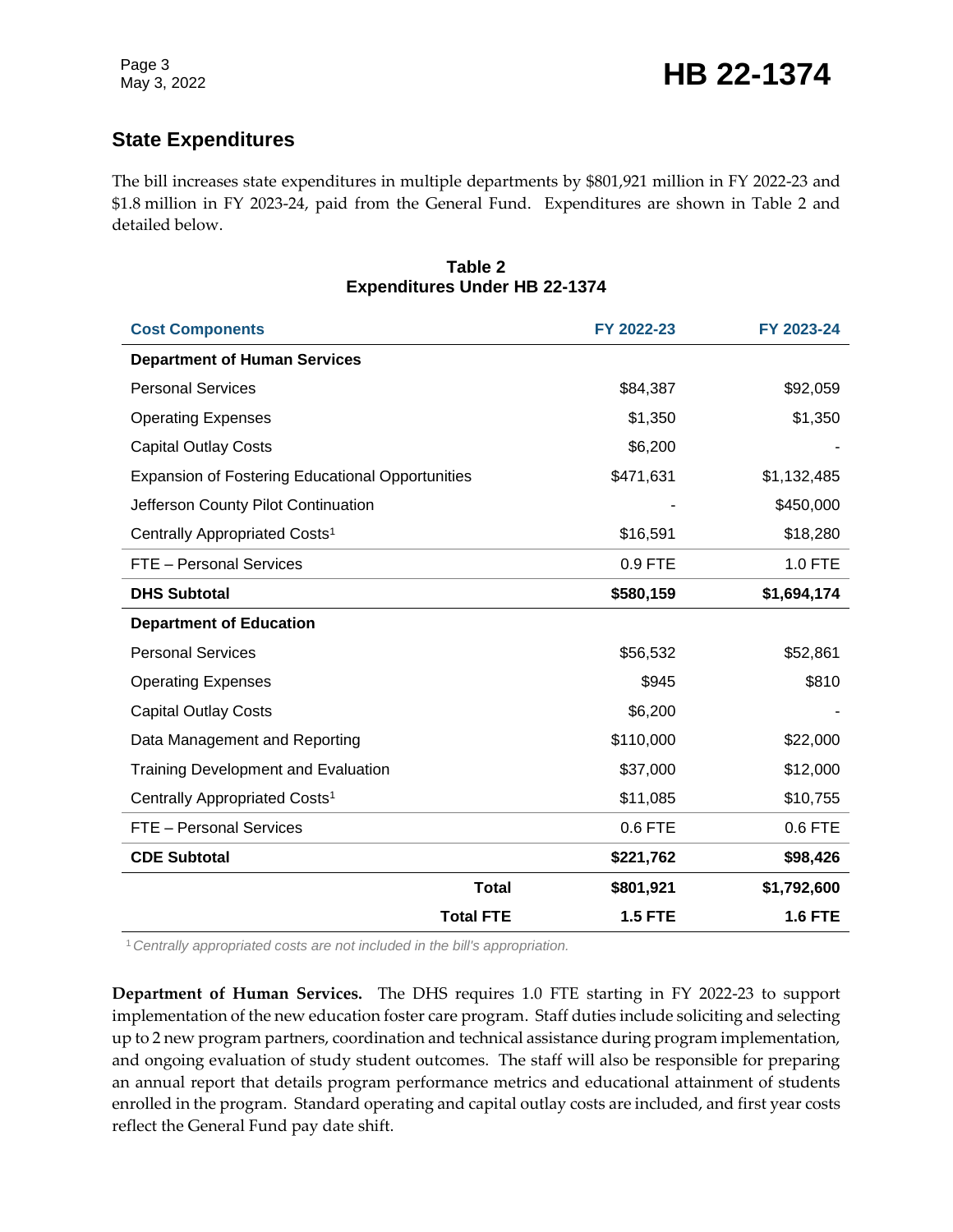## State Expenditures

The bill increases state expenditures in multiple departments by $801,921 million in FY 2022-23 and $1.8 million in FY 2023-24, paid from the General Fund. Expenditures are shown in Table 2 and detailed below.

**Table 2**
**Expenditures Under HB 22-1374**

| Cost Components | FY 2022-23 | FY 2023-24 |
|---|---|---|
| **Department of Human Services** | | |
| Personal Services | $84,387 | $92,059 |
| Operating Expenses | $1,350 | $1,350 |
| Capital Outlay Costs | $6,200 | - |
| Expansion of Fostering Educational Opportunities | $471,631 | $1,132,485 |
| Jefferson County Pilot Continuation | - | $450,000 |
| Centrally Appropriated Costs[1] | $16,591 | $18,280 |
| FTE – Personal Services | 0.9 FTE | 1.0 FTE |
| **DHS Subtotal** | **$580,159** | **$1,694,174** |
| **Department of Education** | | |
| Personal Services | $56,532 | $52,861 |
| Operating Expenses | $945 | $810 |
| Capital Outlay Costs | $6,200 | - |
| Data Management and Reporting | $110,000 | $22,000 |
| Training Development and Evaluation | $37,000 | $12,000 |
| Centrally Appropriated Costs[1] | $11,085 | $10,755 |
| FTE – Personal Services | 0.6 FTE | 0.6 FTE |
| **CDE Subtotal** | **$221,762** | **$98,426** |
| **Total** | **$801,921** | **$1,792,600** |
| **Total FTE** | **1.5 FTE** | **1.6 FTE** |

[1] *Centrally appropriated costs are not included in the bill's appropriation.*

**Department of Human Services.** The DHS requires 1.0 FTE starting in FY 2022-23 to support implementation of the new education foster care program. Staff duties include soliciting and selecting up to 2 new program partners, coordination and technical assistance during program implementation, and ongoing evaluation of study student outcomes. The staff will also be responsible for preparing an annual report that details program performance metrics and educational attainment of students enrolled in the program. Standard operating and capital outlay costs are included, and first year costs reflect the General Fund pay date shift.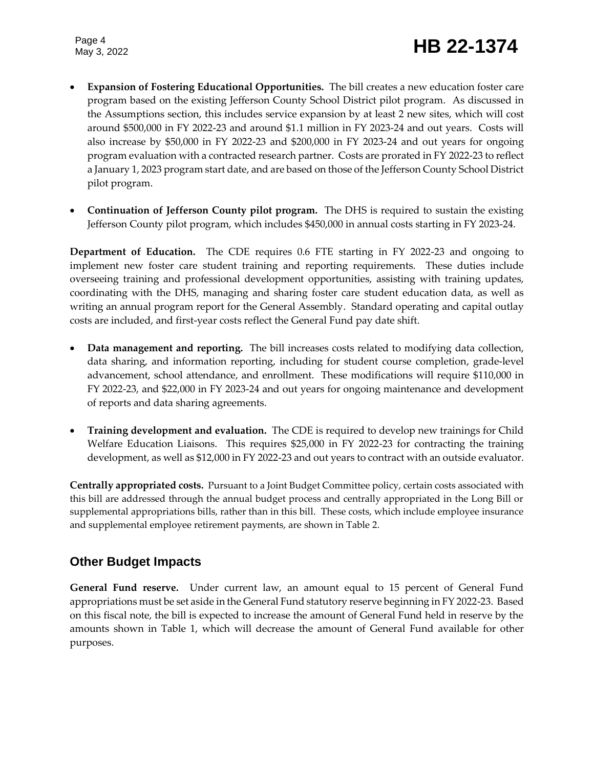- **Expansion of Fostering Educational Opportunities.** The bill creates a new education foster care program based on the existing Jefferson County School District pilot program. As discussed in the Assumptions section, this includes service expansion by at least 2 new sites, which will cost around $500,000 in FY 2022-23 and around $1.1 million in FY 2023-24 and out years. Costs will also increase by $50,000 in FY 2022-23 and $200,000 in FY 2023-24 and out years for ongoing program evaluation with a contracted research partner. Costs are prorated in FY 2022-23 to reflect a January 1, 2023 program start date, and are based on those of the Jefferson County School District pilot program.

- **Continuation of Jefferson County pilot program.** The DHS is required to sustain the existing Jefferson County pilot program, which includes $450,000 in annual costs starting in FY 2023-24.

**Department of Education.** The CDE requires 0.6 FTE starting in FY 2022-23 and ongoing to implement new foster care student training and reporting requirements. These duties include overseeing training and professional development opportunities, assisting with training updates, coordinating with the DHS, managing and sharing foster care student education data, as well as writing an annual program report for the General Assembly. Standard operating and capital outlay costs are included, and first-year costs reflect the General Fund pay date shift.

- **Data management and reporting.** The bill increases costs related to modifying data collection, data sharing, and information reporting, including for student course completion, grade-level advancement, school attendance, and enrollment. These modifications will require $110,000 in FY 2022-23, and $22,000 in FY 2023-24 and out years for ongoing maintenance and development of reports and data sharing agreements.

- **Training development and evaluation.** The CDE is required to develop new trainings for Child Welfare Education Liaisons. This requires $25,000 in FY 2022-23 for contracting the training development, as well as $12,000 in FY 2022-23 and out years to contract with an outside evaluator.

**Centrally appropriated costs.** Pursuant to a Joint Budget Committee policy, certain costs associated with this bill are addressed through the annual budget process and centrally appropriated in the Long Bill or supplemental appropriations bills, rather than in this bill. These costs, which include employee insurance and supplemental employee retirement payments, are shown in Table 2.

## Other Budget Impacts

**General Fund reserve.** Under current law, an amount equal to 15 percent of General Fund appropriations must be set aside in the General Fund statutory reserve beginning in FY 2022-23. Based on this fiscal note, the bill is expected to increase the amount of General Fund held in reserve by the amounts shown in Table 1, which will decrease the amount of General Fund available for other purposes.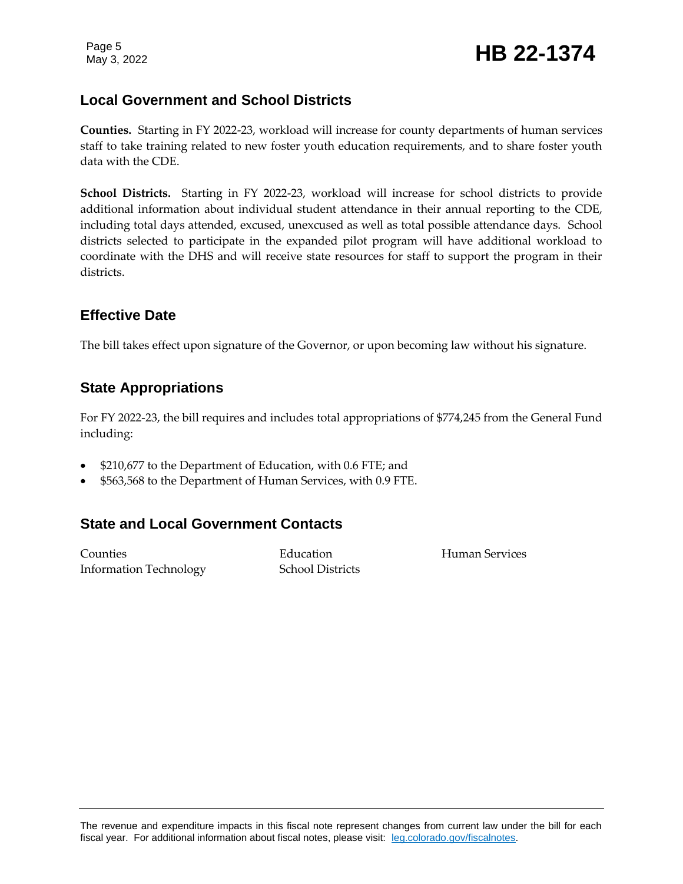## Local Government and School Districts

**Counties.** Starting in FY 2022-23, workload will increase for county departments of human services staff to take training related to new foster youth education requirements, and to share foster youth data with the CDE.

**School Districts.** Starting in FY 2022-23, workload will increase for school districts to provide additional information about individual student attendance in their annual reporting to the CDE, including total days attended, excused, unexcused as well as total possible attendance days. School districts selected to participate in the expanded pilot program will have additional workload to coordinate with the DHS and will receive state resources for staff to support the program in their districts.

## Effective Date

The bill takes effect upon signature of the Governor, or upon becoming law without his signature.

## State Appropriations

For FY 2022-23, the bill requires and includes total appropriations of $774,245 from the General Fund including:

- $210,677 to the Department of Education, with 0.6 FTE; and
- $563,568 to the Department of Human Services, with 0.9 FTE.

## State and Local Government Contacts

Counties
Education
Human Services
Information Technology
School Districts

The revenue and expenditure impacts in this fiscal note represent changes from current law under the bill for each fiscal year. For additional information about fiscal notes, please visit: leg.colorado.gov/fiscalnotes.